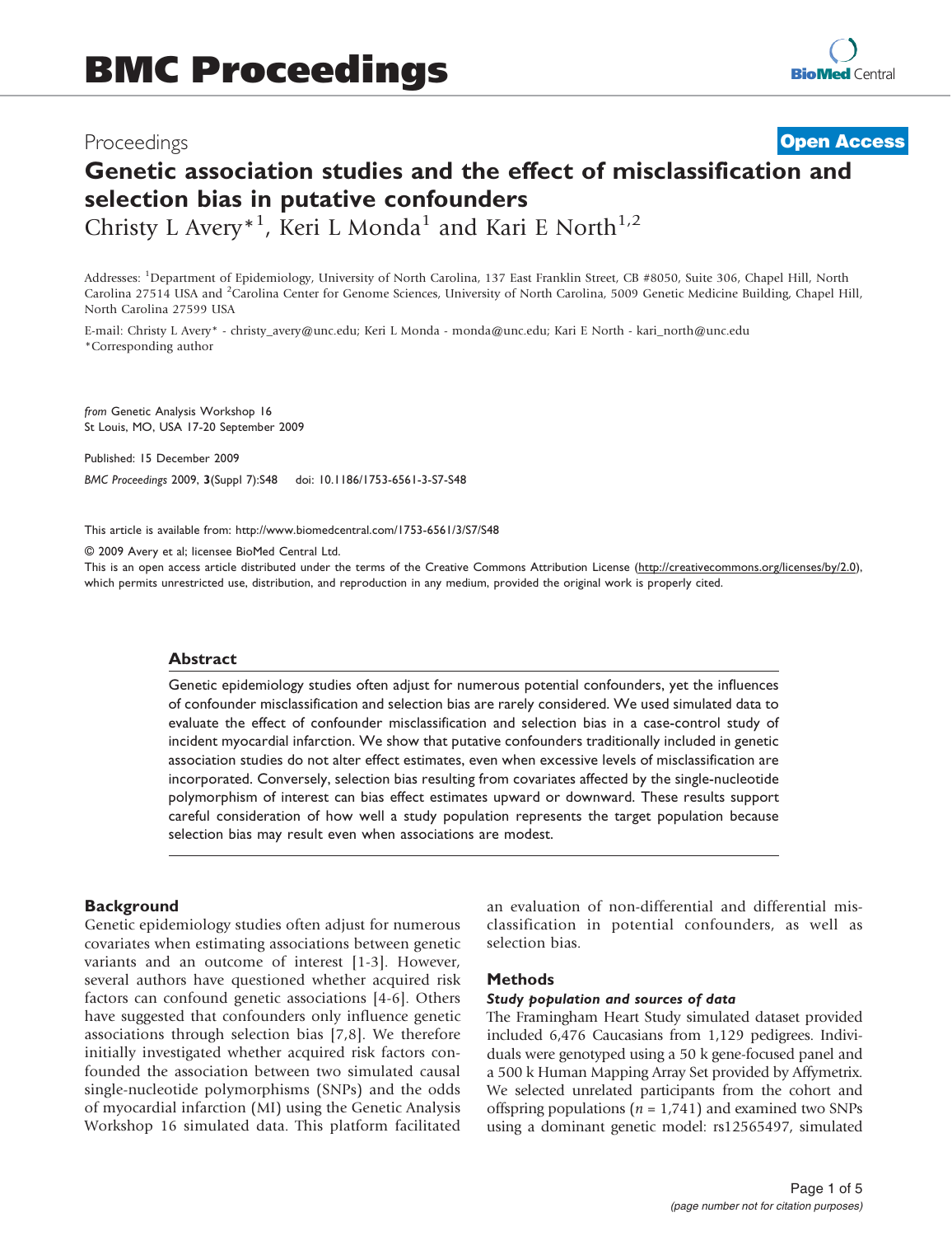# Genetic association studies and the effect of misclassification and selection bias in putative confounders

Christy L Avery*[1], Keri L Monda[1] and Kari E North[1,2]

Addresses: [1]Department of Epidemiology, University of North Carolina, 137 East Franklin Street, CB #8050, Suite 306, Chapel Hill, North Carolina 27514 USA and [2]Carolina Center for Genome Sciences, University of North Carolina, 5009 Genetic Medicine Building, Chapel Hill, North Carolina 27599 USA

E-mail: Christy L Avery* - christy_avery@unc.edu; Keri L Monda - monda@unc.edu; Kari E North - kari_north@unc.edu
*Corresponding author

*from* Genetic Analysis Workshop 16
St Louis, MO, USA 17-20 September 2009

Published: 15 December 2009

*BMC Proceedings* 2009, **3**(Suppl 7):S48 doi: 10.1186/1753-6561-3-S7-S48

This article is available from: http://www.biomedcentral.com/1753-6561/3/S7/S48

© 2009 Avery et al; licensee BioMed Central Ltd.
This is an open access article distributed under the terms of the Creative Commons Attribution License (http://creativecommons.org/licenses/by/2.0), which permits unrestricted use, distribution, and reproduction in any medium, provided the original work is properly cited.

## Abstract

Genetic epidemiology studies often adjust for numerous potential confounders, yet the influences of confounder misclassification and selection bias are rarely considered. We used simulated data to evaluate the effect of confounder misclassification and selection bias in a case-control study of incident myocardial infarction. We show that putative confounders traditionally included in genetic association studies do not alter effect estimates, even when excessive levels of misclassification are incorporated. Conversely, selection bias resulting from covariates affected by the single-nucleotide polymorphism of interest can bias effect estimates upward or downward. These results support careful consideration of how well a study population represents the target population because selection bias may result even when associations are modest.

## Background

Genetic epidemiology studies often adjust for numerous covariates when estimating associations between genetic variants and an outcome of interest [1-3]. However, several authors have questioned whether acquired risk factors can confound genetic associations [4-6]. Others have suggested that confounders only influence genetic associations through selection bias [7,8]. We therefore initially investigated whether acquired risk factors confounded the association between two simulated causal single-nucleotide polymorphisms (SNPs) and the odds of myocardial infarction (MI) using the Genetic Analysis Workshop 16 simulated data. This platform facilitated an evaluation of non-differential and differential misclassification in potential confounders, as well as selection bias.

## Methods

### *Study population and sources of data*

The Framingham Heart Study simulated dataset provided included 6,476 Caucasians from 1,129 pedigrees. Individuals were genotyped using a 50 k gene-focused panel and a 500 k Human Mapping Array Set provided by Affymetrix. We selected unrelated participants from the cohort and offspring populations ($n$ = 1,741) and examined two SNPs using a dominant genetic model: rs12565497, simulated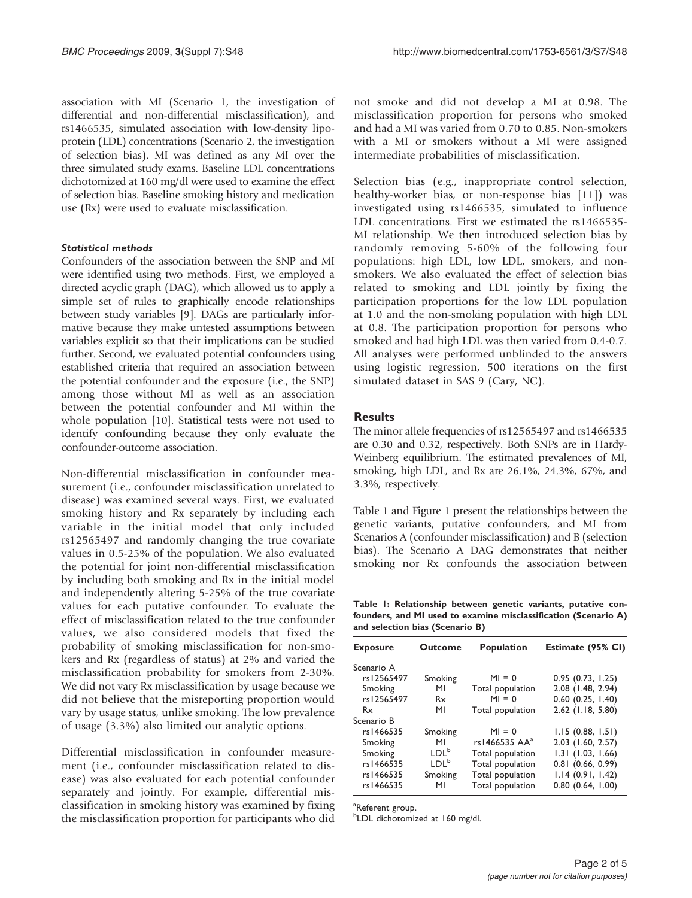association with MI (Scenario 1, the investigation of differential and non-differential misclassification), and rs1466535, simulated association with low-density lipoprotein (LDL) concentrations (Scenario 2, the investigation of selection bias). MI was defined as any MI over the three simulated study exams. Baseline LDL concentrations dichotomized at 160 mg/dl were used to examine the effect of selection bias. Baseline smoking history and medication use (Rx) were used to evaluate misclassification.

#### *Statistical methods*

Confounders of the association between the SNP and MI were identified using two methods. First, we employed a directed acyclic graph (DAG), which allowed us to apply a simple set of rules to graphically encode relationships between study variables [9]. DAGs are particularly informative because they make untested assumptions between variables explicit so that their implications can be studied further. Second, we evaluated potential confounders using established criteria that required an association between the potential confounder and the exposure (i.e., the SNP) among those without MI as well as an association between the potential confounder and MI within the whole population [10]. Statistical tests were not used to identify confounding because they only evaluate the confounder-outcome association.

Non-differential misclassification in confounder measurement (i.e., confounder misclassification unrelated to disease) was examined several ways. First, we evaluated smoking history and Rx separately by including each variable in the initial model that only included rs12565497 and randomly changing the true covariate values in 0.5-25% of the population. We also evaluated the potential for joint non-differential misclassification by including both smoking and Rx in the initial model and independently altering 5-25% of the true covariate values for each putative confounder. To evaluate the effect of misclassification related to the true confounder values, we also considered models that fixed the probability of smoking misclassification for non-smokers and Rx (regardless of status) at 2% and varied the misclassification probability for smokers from 2-30%. We did not vary Rx misclassification by usage because we did not believe that the misreporting proportion would vary by usage status, unlike smoking. The low prevalence of usage (3.3%) also limited our analytic options.

Differential misclassification in confounder measurement (i.e., confounder misclassification related to disease) was also evaluated for each potential confounder separately and jointly. For example, differential misclassification in smoking history was examined by fixing the misclassification proportion for participants who did not smoke and did not develop a MI at 0.98. The misclassification proportion for persons who smoked and had a MI was varied from 0.70 to 0.85. Non-smokers with a MI or smokers without a MI were assigned intermediate probabilities of misclassification.

Selection bias (e.g., inappropriate control selection, healthy-worker bias, or non-response bias [11]) was investigated using rs1466535, simulated to influence LDL concentrations. First we estimated the rs1466535-MI relationship. We then introduced selection bias by randomly removing 5-60% of the following four populations: high LDL, low LDL, smokers, and non-smokers. We also evaluated the effect of selection bias related to smoking and LDL jointly by fixing the participation proportions for the low LDL population at 1.0 and the non-smoking population with high LDL at 0.8. The participation proportion for persons who smoked and had high LDL was then varied from 0.4-0.7. All analyses were performed unblinded to the answers using logistic regression, 500 iterations on the first simulated dataset in SAS 9 (Cary, NC).

## Results

The minor allele frequencies of rs12565497 and rs1466535 are 0.30 and 0.32, respectively. Both SNPs are in Hardy-Weinberg equilibrium. The estimated prevalences of MI, smoking, high LDL, and Rx are 26.1%, 24.3%, 67%, and 3.3%, respectively.

Table 1 and Figure 1 present the relationships between the genetic variants, putative confounders, and MI from Scenarios A (confounder misclassification) and B (selection bias). The Scenario A DAG demonstrates that neither smoking nor Rx confounds the association between

**Table 1: Relationship between genetic variants, putative confounders, and MI used to examine misclassification (Scenario A) and selection bias (Scenario B)**

| Exposure | Outcome | Population | Estimate (95% CI) |
|---|---|---|---|
| Scenario A | | | |
| rs12565497 | Smoking | MI = 0 | 0.95 (0.73, 1.25) |
| Smoking | MI | Total population | 2.08 (1.48, 2.94) |
| rs12565497 | Rx | MI = 0 | 0.60 (0.25, 1.40) |
| Rx | MI | Total population | 2.62 (1.18, 5.80) |
| Scenario B | | | |
| rs1466535 | Smoking | MI = 0 | 1.15 (0.88, 1.51) |
| Smoking | MI | rs1466535 AA[a] | 2.03 (1.60, 2.57) |
| Smoking | LDL[b] | Total population | 1.31 (1.03, 1.66) |
| rs1466535 | LDL[b] | Total population | 0.81 (0.66, 0.99) |
| rs1466535 | Smoking | Total population | 1.14 (0.91, 1.42) |
| rs1466535 | MI | Total population | 0.80 (0.64, 1.00) |

[a]Referent group.
[b]LDL dichotomized at 160 mg/dl.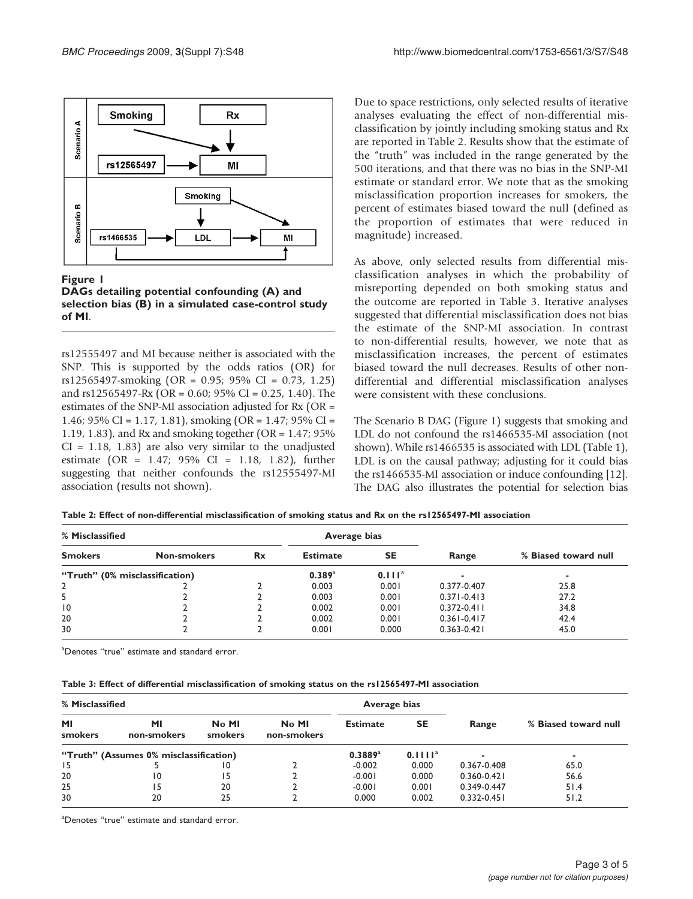**Figure 1**
**DAGs detailing potential confounding (A) and selection bias (B) in a simulated case-control study of MI**.

rs12555497 and MI because neither is associated with the SNP. This is supported by the odds ratios (OR) for rs12565497-smoking (OR = 0.95; 95% CI = 0.73, 1.25) and rs12565497-Rx (OR = 0.60; 95% CI = 0.25, 1.40). The estimates of the SNP-MI association adjusted for Rx (OR = 1.46; 95% CI = 1.17, 1.81), smoking (OR = 1.47; 95% CI = 1.19, 1.83), and Rx and smoking together (OR = 1.47; 95% CI = 1.18, 1.83) are also very similar to the unadjusted estimate (OR = 1.47; 95% CI = 1.18, 1.82), further suggesting that neither confounds the rs12555497-MI association (results not shown).

Due to space restrictions, only selected results of iterative analyses evaluating the effect of non-differential misclassification by jointly including smoking status and Rx are reported in Table 2. Results show that the estimate of the "truth" was included in the range generated by the 500 iterations, and that there was no bias in the SNP-MI estimate or standard error. We note that as the smoking misclassification proportion increases for smokers, the percent of estimates biased toward the null (defined as the proportion of estimates that were reduced in magnitude) increased.

As above, only selected results from differential misclassification analyses in which the probability of misreporting depended on both smoking status and the outcome are reported in Table 3. Iterative analyses suggested that differential misclassification does not bias the estimate of the SNP-MI association. In contrast to non-differential results, however, we note that as misclassification increases, the percent of estimates biased toward the null decreases. Results of other non-differential and differential misclassification analyses were consistent with these conclusions.

The Scenario B DAG (Figure 1) suggests that smoking and LDL do not confound the rs1466535-MI association (not shown). While rs1466535 is associated with LDL (Table 1), LDL is on the causal pathway; adjusting for it could bias the rs1466535-MI association or induce confounding [12]. The DAG also illustrates the potential for selection bias

**Table 2: Effect of non-differential misclassification of smoking status and Rx on the rs12565497-MI association**

| % Misclassified | | | Average bias | | | |
|---|---|---|---|---|---|---|
| Smokers | Non-smokers | Rx | Estimate | SE | Range | % Biased toward null |
| "Truth" (0% misclassification) | | | **0.389**[a] | **0.111**[a] | - | - |
| 2 | 2 | 2 | 0.003 | 0.001 | 0.377-0.407 | 25.8 |
| 5 | 2 | 2 | 0.003 | 0.001 | 0.371-0.413 | 27.2 |
| 10 | 2 | 2 | 0.002 | 0.001 | 0.372-0.411 | 34.8 |
| 20 | 2 | 2 | 0.002 | 0.001 | 0.361-0.417 | 42.4 |
| 30 | 2 | 2 | 0.001 | 0.000 | 0.363-0.421 | 45.0 |

[a]Denotes "true" estimate and standard error.

**Table 3: Effect of differential misclassification of smoking status on the rs12565497-MI association**

| % Misclassified | | | | Average bias | | | |
|---|---|---|---|---|---|---|---|
| MI smokers | MI non-smokers | No MI smokers | No MI non-smokers | Estimate | SE | Range | % Biased toward null |
| "Truth" (Assumes 0% misclassification) | | | | **0.3889**[a] | **0.1111**[a] | - | - |
| 15 | 5 | 10 | 2 | -0.002 | 0.000 | 0.367-0.408 | 65.0 |
| 20 | 10 | 15 | 2 | -0.001 | 0.000 | 0.360-0.421 | 56.6 |
| 25 | 15 | 20 | 2 | -0.001 | 0.001 | 0.349-0.447 | 51.4 |
| 30 | 20 | 25 | 2 | 0.000 | 0.002 | 0.332-0.451 | 51.2 |

[a]Denotes "true" estimate and standard error.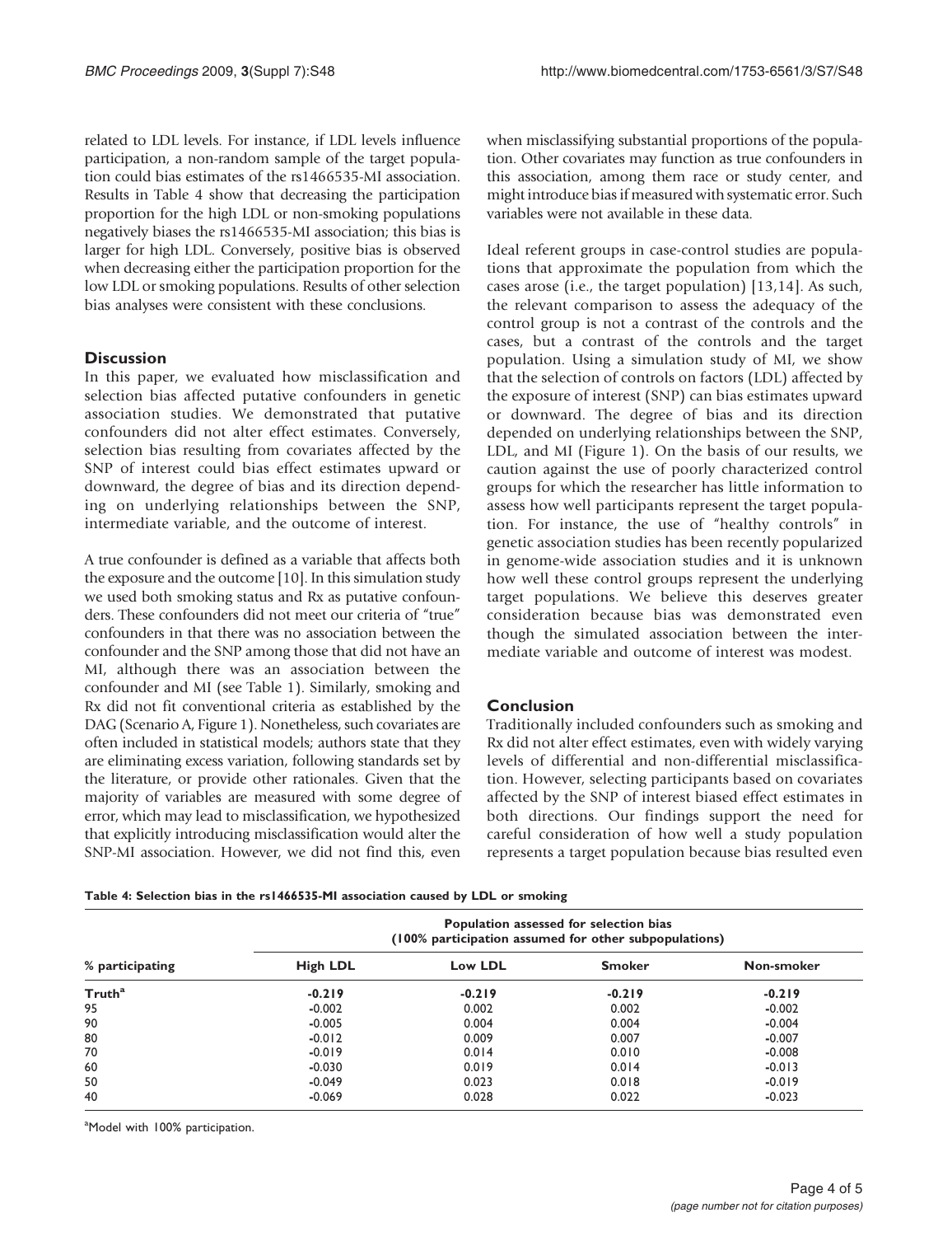related to LDL levels. For instance, if LDL levels influence participation, a non-random sample of the target population could bias estimates of the rs1466535-MI association. Results in Table 4 show that decreasing the participation proportion for the high LDL or non-smoking populations negatively biases the rs1466535-MI association; this bias is larger for high LDL. Conversely, positive bias is observed when decreasing either the participation proportion for the low LDL or smoking populations. Results of other selection bias analyses were consistent with these conclusions.

## Discussion

In this paper, we evaluated how misclassification and selection bias affected putative confounders in genetic association studies. We demonstrated that putative confounders did not alter effect estimates. Conversely, selection bias resulting from covariates affected by the SNP of interest could bias effect estimates upward or downward, the degree of bias and its direction depending on underlying relationships between the SNP, intermediate variable, and the outcome of interest.

A true confounder is defined as a variable that affects both the exposure and the outcome [10]. In this simulation study we used both smoking status and Rx as putative confounders. These confounders did not meet our criteria of "true" confounders in that there was no association between the confounder and the SNP among those that did not have an MI, although there was an association between the confounder and MI (see Table 1). Similarly, smoking and Rx did not fit conventional criteria as established by the DAG (Scenario A, Figure 1). Nonetheless, such covariates are often included in statistical models; authors state that they are eliminating excess variation, following standards set by the literature, or provide other rationales. Given that the majority of variables are measured with some degree of error, which may lead to misclassification, we hypothesized that explicitly introducing misclassification would alter the SNP-MI association. However, we did not find this, even when misclassifying substantial proportions of the population. Other covariates may function as true confounders in this association, among them race or study center, and might introduce bias if measured with systematic error. Such variables were not available in these data.

Ideal referent groups in case-control studies are populations that approximate the population from which the cases arose (i.e., the target population) [13,14]. As such, the relevant comparison to assess the adequacy of the control group is not a contrast of the controls and the cases, but a contrast of the controls and the target population. Using a simulation study of MI, we show that the selection of controls on factors (LDL) affected by the exposure of interest (SNP) can bias estimates upward or downward. The degree of bias and its direction depended on underlying relationships between the SNP, LDL, and MI (Figure 1). On the basis of our results, we caution against the use of poorly characterized control groups for which the researcher has little information to assess how well participants represent the target population. For instance, the use of "healthy controls" in genetic association studies has been recently popularized in genome-wide association studies and it is unknown how well these control groups represent the underlying target populations. We believe this deserves greater consideration because bias was demonstrated even though the simulated association between the intermediate variable and outcome of interest was modest.

## Conclusion

Traditionally included confounders such as smoking and Rx did not alter effect estimates, even with widely varying levels of differential and non-differential misclassification. However, selecting participants based on covariates affected by the SNP of interest biased effect estimates in both directions. Our findings support the need for careful consideration of how well a study population represents a target population because bias resulted even

**Table 4: Selection bias in the rs1466535-MI association caused by LDL or smoking**

| % participating | Population assessed for selection bias (100% participation assumed for other subpopulations) | | | |
|---|---|---|---|---|
| | High LDL | Low LDL | Smoker | Non-smoker |
| Truth[a] | -0.219 | -0.219 | -0.219 | -0.219 |
| 95 | -0.002 | 0.002 | 0.002 | -0.002 |
| 90 | -0.005 | 0.004 | 0.004 | -0.004 |
| 80 | -0.012 | 0.009 | 0.007 | -0.007 |
| 70 | -0.019 | 0.014 | 0.010 | -0.008 |
| 60 | -0.030 | 0.019 | 0.014 | -0.013 |
| 50 | -0.049 | 0.023 | 0.018 | -0.019 |
| 40 | -0.069 | 0.028 | 0.022 | -0.023 |

[a]Model with 100% participation.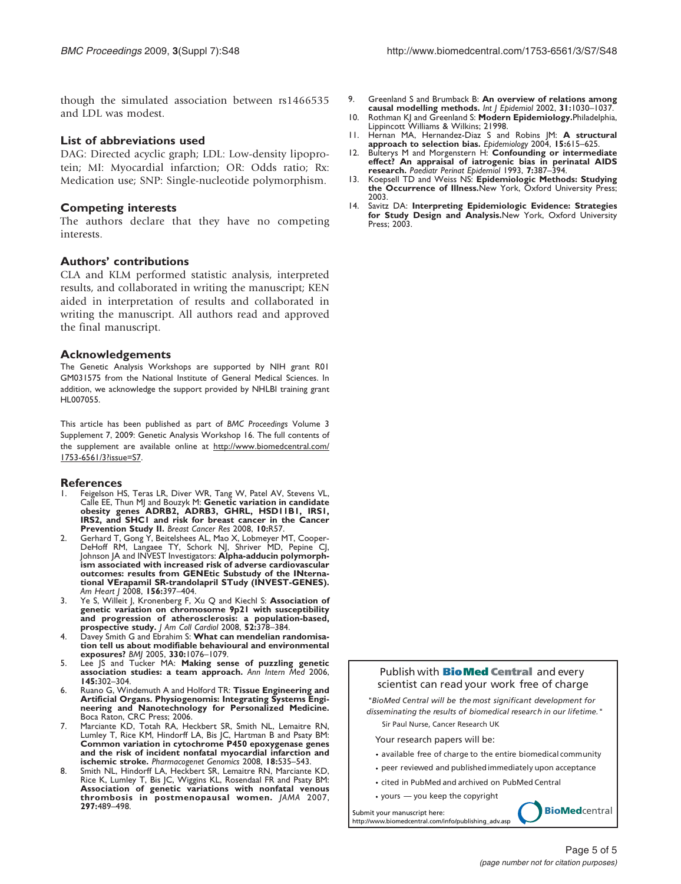though the simulated association between rs1466535 and LDL was modest.

## List of abbreviations used

DAG: Directed acyclic graph; LDL: Low-density lipoprotein; MI: Myocardial infarction; OR: Odds ratio; Rx: Medication use; SNP: Single-nucleotide polymorphism.

## Competing interests

The authors declare that they have no competing interests.

## Authors' contributions

CLA and KLM performed statistic analysis, interpreted results, and collaborated in writing the manuscript; KEN aided in interpretation of results and collaborated in writing the manuscript. All authors read and approved the final manuscript.

## Acknowledgements

The Genetic Analysis Workshops are supported by NIH grant R01 GM031575 from the National Institute of General Medical Sciences. In addition, we acknowledge the support provided by NHLBI training grant HL007055.

This article has been published as part of *BMC Proceedings* Volume 3 Supplement 7, 2009: Genetic Analysis Workshop 16. The full contents of the supplement are available online at http://www.biomedcentral.com/1753-6561/3?issue=S7.

## References

1. Feigelson HS, Teras LR, Diver WR, Tang W, Patel AV, Stevens VL, Calle EE, Thun MJ and Bouzyk M: **Genetic variation in candidate obesity genes ADRB2, ADRB3, GHRL, HSD11B1, IRS1, IRS2, and SHC1 and risk for breast cancer in the Cancer Prevention Study II.** *Breast Cancer Res* 2008, **10:**R57.
2. Gerhard T, Gong Y, Beitelshees AL, Mao X, Lobmeyer MT, Cooper-DeHoff RM, Langaee TY, Schork NJ, Shriver MD, Pepine CJ, Johnson JA and INVEST Investigators: **Alpha-adducin polymorphism associated with increased risk of adverse cardiovascular outcomes: results from GENEtic Substudy of the INternational VErapamil SR-trandolapril STudy (INVEST-GENES).** *Am Heart J* 2008, **156:**397–404.
3. Ye S, Willeit J, Kronenberg F, Xu Q and Kiechl S: **Association of genetic variation on chromosome 9p21 with susceptibility and progression of atherosclerosis: a population-based, prospective study.** *J Am Coll Cardiol* 2008, **52:**378–384.
4. Davey Smith G and Ebrahim S: **What can mendelian randomisation tell us about modifiable behavioural and environmental exposures?** *BMJ* 2005, **330:**1076–1079.
5. Lee JS and Tucker MA: **Making sense of puzzling genetic association studies: a team approach.** *Ann Intern Med* 2006, **145:**302–304.
6. Ruano G, Windemuth A and Holford TR: **Tissue Engineering and Artificial Organs. Physiogenomix: Integrating Systems Engineering and Nanotechnology for Personalized Medicine.** Boca Raton, CRC Press; 2006.
7. Marciante KD, Totah RA, Heckbert SR, Smith NL, Lemaitre RN, Lumley T, Rice KM, Hindorff LA, Bis JC, Hartman B and Psaty BM: **Common variation in cytochrome P450 epoxygenase genes and the risk of incident nonfatal myocardial infarction and ischemic stroke.** *Pharmacogenet Genomics* 2008, **18:**535–543.
8. Smith NL, Hindorff LA, Heckbert SR, Lemaitre RN, Marciante KD, Rice K, Lumley T, Bis JC, Wiggins KL, Rosendaal FR and Psaty BM: **Association of genetic variations with nonfatal venous thrombosis in postmenopausal women.** *JAMA* 2007, **297:**489–498.
9. Greenland S and Brumback B: **An overview of relations among causal modelling methods.** *Int J Epidemiol* 2002, **31:**1030–1037.
10. Rothman KJ and Greenland S: **Modern Epidemiology.**Philadelphia, Lippincott Williams & Wilkins; 21998.
11. Hernan MA, Hernandez-Diaz S and Robins JM: **A structural approach to selection bias.** *Epidemiology* 2004, **15:**615–625.
12. Bulterys M and Morgenstern H: **Confounding or intermediate effect? An appraisal of iatrogenic bias in perinatal AIDS research.** *Paediatr Perinat Epidemiol* 1993, **7:**387–394.
13. Koepsell TD and Weiss NS: **Epidemiologic Methods: Studying the Occurrence of Illness.**New York, Oxford University Press; 2003.
14. Savitz DA: **Interpreting Epidemiologic Evidence: Strategies for Study Design and Analysis.**New York, Oxford University Press; 2003.

Publish with **BioMed Central** and every scientist can read your work free of charge

*"BioMed Central will be the most significant development for disseminating the results of biomedical research in our lifetime."*

Sir Paul Nurse, Cancer Research UK

Your research papers will be:

- available free of charge to the entire biomedical community
- peer reviewed and published immediately upon acceptance
- cited in PubMed and archived on PubMed Central
- yours — you keep the copyright

Submit your manuscript here:
http://www.biomedcentral.com/info/publishing_adv.asp

BioMedcentral